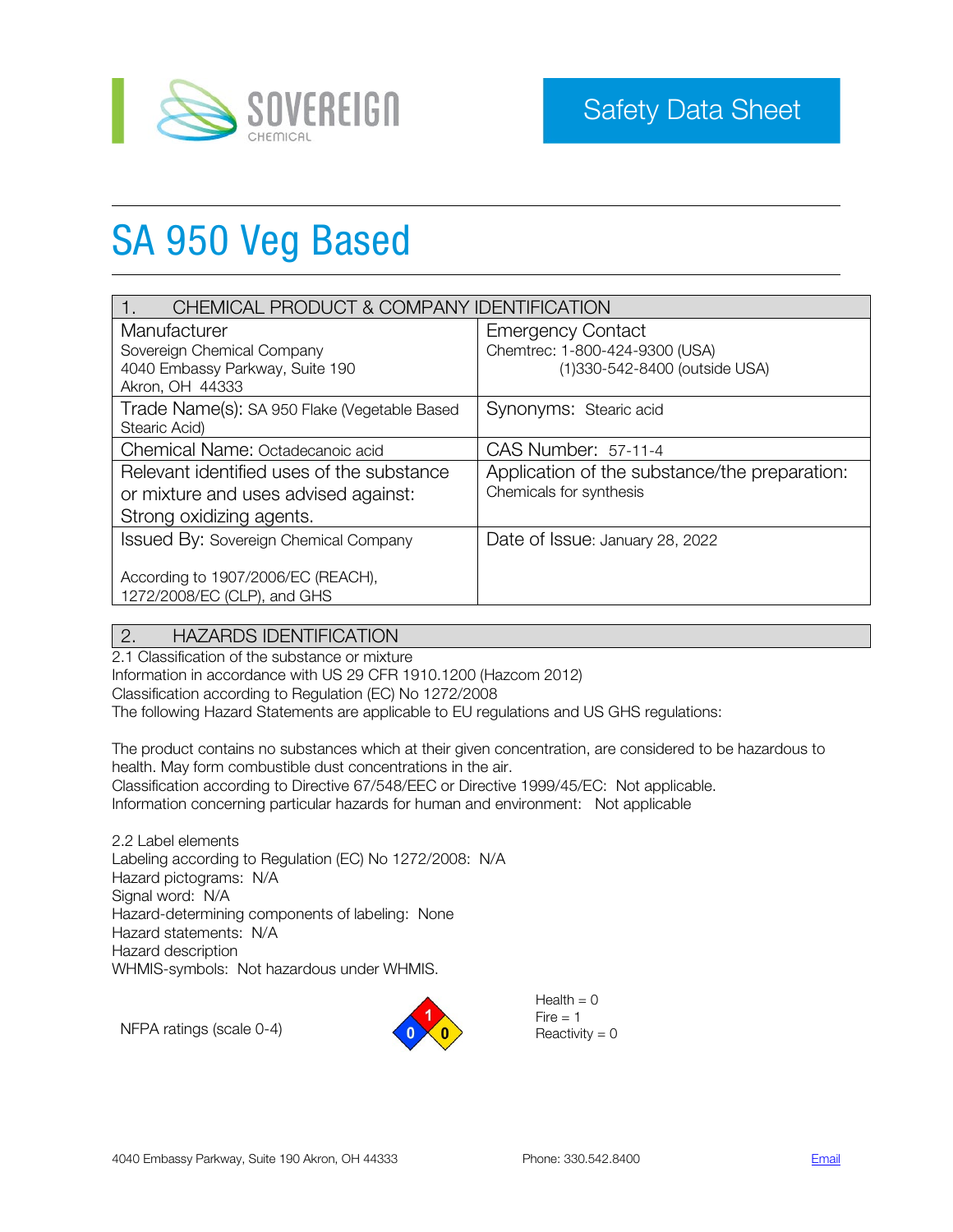Safety Data Sheet

# SA 950 Veg Based

| 1. CHEMICAL PRODUCT & COMPANY IDENTIFICATION | |
|---|---|
| Manufacturer<br>Sovereign Chemical Company<br>4040 Embassy Parkway, Suite 190<br>Akron, OH 44333 | Emergency Contact<br>Chemtrec: 1-800-424-9300 (USA)<br>(1)330-542-8400 (outside USA) |
| Trade Name(s): SA 950 Flake (Vegetable Based Stearic Acid) | Synonyms: Stearic acid |
| Chemical Name: Octadecanoic acid | CAS Number: 57-11-4 |
| Relevant identified uses of the substance or mixture and uses advised against: Strong oxidizing agents. | Application of the substance/the preparation: Chemicals for synthesis |
| Issued By: Sovereign Chemical Company<br><br>According to 1907/2006/EC (REACH), 1272/2008/EC (CLP), and GHS | Date of Issue: January 28, 2022 |

## 2. HAZARDS IDENTIFICATION

2.1 Classification of the substance or mixture
Information in accordance with US 29 CFR 1910.1200 (Hazcom 2012)
Classification according to Regulation (EC) No 1272/2008
The following Hazard Statements are applicable to EU regulations and US GHS regulations:

The product contains no substances which at their given concentration, are considered to be hazardous to health. May form combustible dust concentrations in the air.
Classification according to Directive 67/548/EEC or Directive 1999/45/EC: Not applicable.
Information concerning particular hazards for human and environment: Not applicable

2.2 Label elements
Labeling according to Regulation (EC) No 1272/2008: N/A
Hazard pictograms: N/A
Signal word: N/A
Hazard-determining components of labeling: None
Hazard statements: N/A
Hazard description
WHMIS-symbols: Not hazardous under WHMIS.

NFPA ratings (scale 0-4)

Health = 0
Fire = 1
Reactivity = 0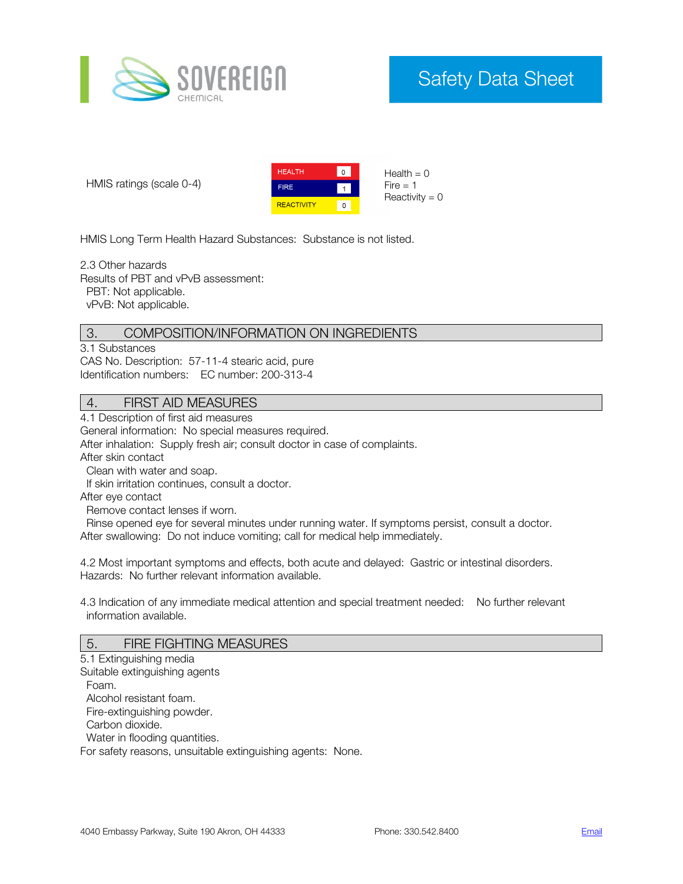HMIS ratings (scale 0-4)

| HEALTH | 0 |
| --- | --- |
| FIRE | 1 |
| REACTIVITY | 0 |

Health = 0
Fire = 1
Reactivity = 0

HMIS Long Term Health Hazard Substances: Substance is not listed.

2.3 Other hazards
Results of PBT and vPvB assessment:
PBT: Not applicable.
vPvB: Not applicable.

## 3. COMPOSITION/INFORMATION ON INGREDIENTS

3.1 Substances
CAS No. Description: 57-11-4 stearic acid, pure
Identification numbers: EC number: 200-313-4

## 4. FIRST AID MEASURES

4.1 Description of first aid measures
General information: No special measures required.
After inhalation: Supply fresh air; consult doctor in case of complaints.
After skin contact
Clean with water and soap.
If skin irritation continues, consult a doctor.
After eye contact
Remove contact lenses if worn.
Rinse opened eye for several minutes under running water. If symptoms persist, consult a doctor.
After swallowing: Do not induce vomiting; call for medical help immediately.

4.2 Most important symptoms and effects, both acute and delayed: Gastric or intestinal disorders.
Hazards: No further relevant information available.

4.3 Indication of any immediate medical attention and special treatment needed: No further relevant information available.

## 5. FIRE FIGHTING MEASURES

5.1 Extinguishing media
Suitable extinguishing agents
Foam.
Alcohol resistant foam.
Fire-extinguishing powder.
Carbon dioxide.
Water in flooding quantities.
For safety reasons, unsuitable extinguishing agents: None.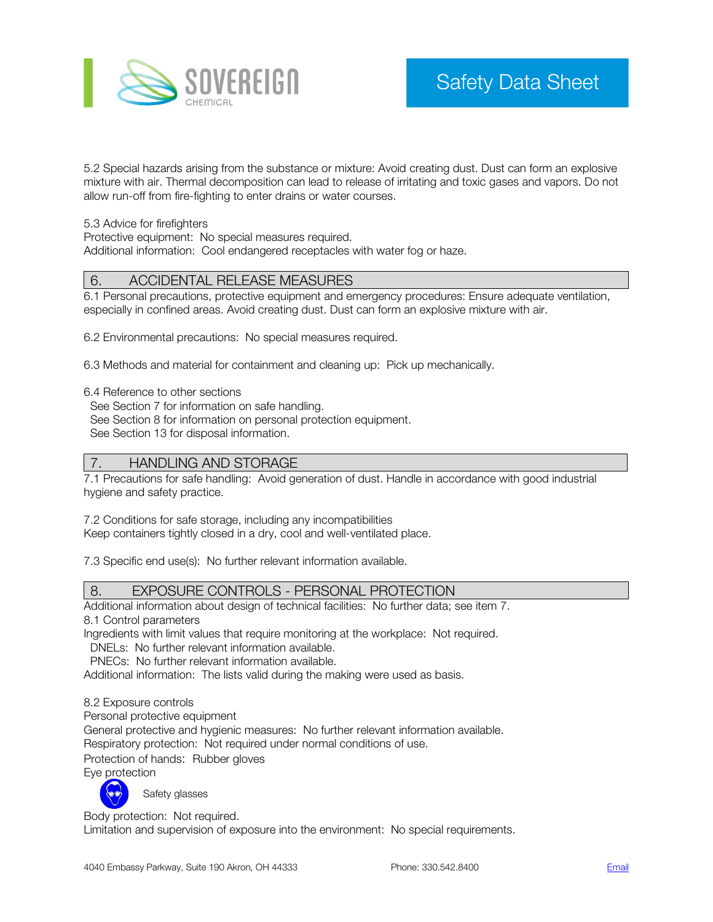5.2 Special hazards arising from the substance or mixture: Avoid creating dust. Dust can form an explosive mixture with air. Thermal decomposition can lead to release of irritating and toxic gases and vapors. Do not allow run-off from fire-fighting to enter drains or water courses.

5.3 Advice for firefighters
Protective equipment: No special measures required.
Additional information: Cool endangered receptacles with water fog or haze.

## 6. ACCIDENTAL RELEASE MEASURES

6.1 Personal precautions, protective equipment and emergency procedures: Ensure adequate ventilation, especially in confined areas. Avoid creating dust. Dust can form an explosive mixture with air.

6.2 Environmental precautions: No special measures required.

6.3 Methods and material for containment and cleaning up: Pick up mechanically.

6.4 Reference to other sections
See Section 7 for information on safe handling.
See Section 8 for information on personal protection equipment.
See Section 13 for disposal information.

## 7. HANDLING AND STORAGE

7.1 Precautions for safe handling: Avoid generation of dust. Handle in accordance with good industrial hygiene and safety practice.

7.2 Conditions for safe storage, including any incompatibilities
Keep containers tightly closed in a dry, cool and well-ventilated place.

7.3 Specific end use(s): No further relevant information available.

## 8. EXPOSURE CONTROLS - PERSONAL PROTECTION

Additional information about design of technical facilities: No further data; see item 7.
8.1 Control parameters
Ingredients with limit values that require monitoring at the workplace: Not required.
DNELs: No further relevant information available.
PNECs: No further relevant information available.
Additional information: The lists valid during the making were used as basis.

8.2 Exposure controls
Personal protective equipment
General protective and hygienic measures: No further relevant information available.
Respiratory protection: Not required under normal conditions of use.
Protection of hands: Rubber gloves
Eye protection
Safety glasses
Body protection: Not required.
Limitation and supervision of exposure into the environment: No special requirements.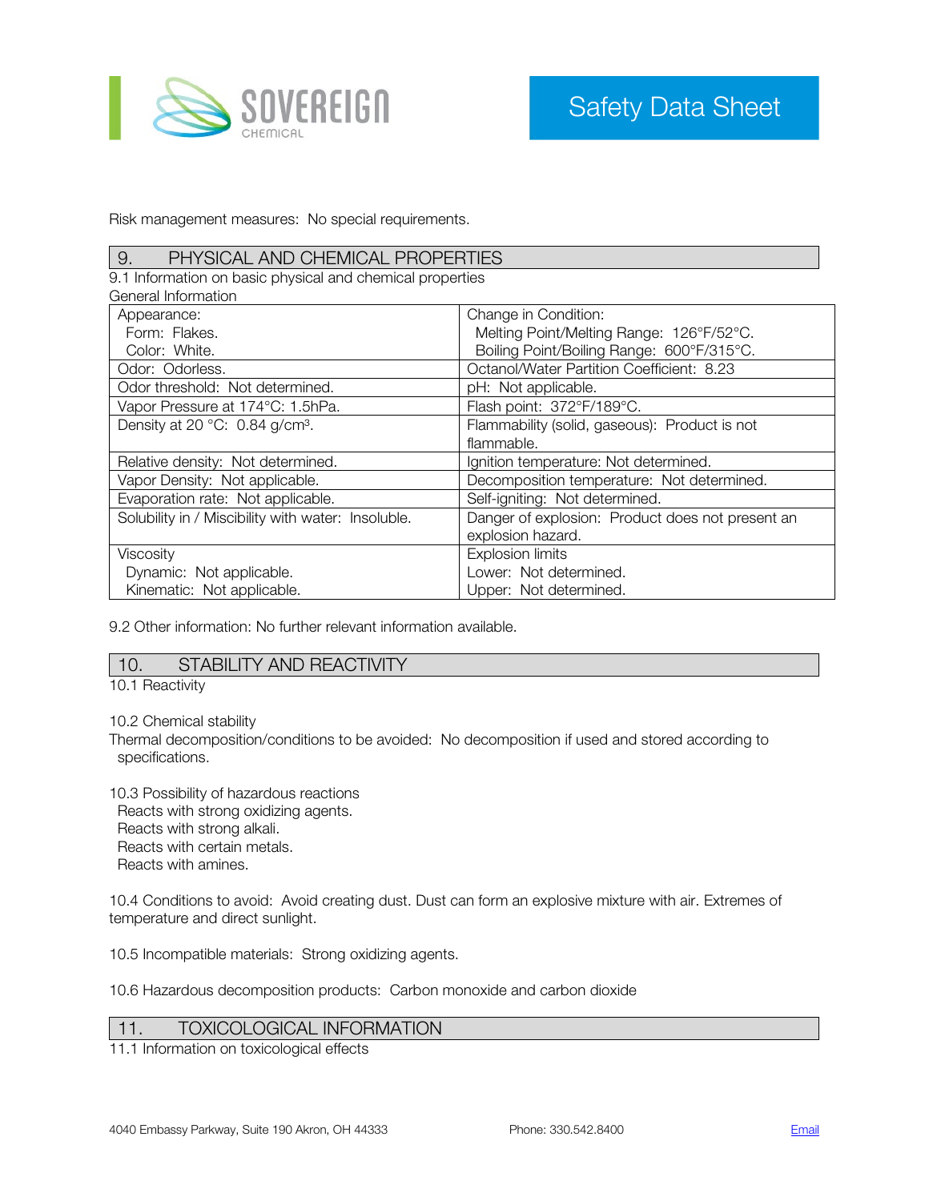Risk management measures:  No special requirements.

## 9. PHYSICAL AND CHEMICAL PROPERTIES

9.1 Information on basic physical and chemical properties

General Information

| | |
|---|---|
| Appearance:<br>Form:  Flakes.<br>Color:  White. | Change in Condition:<br>Melting Point/Melting Range:  126°F/52°C.<br>Boiling Point/Boiling Range:  600°F/315°C. |
| Odor:  Odorless. | Octanol/Water Partition Coefficient:  8.23 |
| Odor threshold:  Not determined. | pH:  Not applicable. |
| Vapor Pressure at 174°C: 1.5hPa. | Flash point:  372°F/189°C. |
| Density at 20 °C:  0.84 g/cm³. | Flammability (solid, gaseous):  Product is not flammable. |
| Relative density:  Not determined. | Ignition temperature: Not determined. |
| Vapor Density:  Not applicable. | Decomposition temperature:  Not determined. |
| Evaporation rate:  Not applicable. | Self-igniting:  Not determined. |
| Solubility in / Miscibility with water:  Insoluble. | Danger of explosion:  Product does not present an explosion hazard. |
| Viscosity<br>Dynamic:  Not applicable.<br>Kinematic:  Not applicable. | Explosion limits<br>Lower:  Not determined.<br>Upper:  Not determined. |

9.2 Other information: No further relevant information available.

## 10. STABILITY AND REACTIVITY

10.1 Reactivity

10.2 Chemical stability

Thermal decomposition/conditions to be avoided:  No decomposition if used and stored according to specifications.

10.3 Possibility of hazardous reactions

Reacts with strong oxidizing agents.
Reacts with strong alkali.
Reacts with certain metals.
Reacts with amines.

10.4 Conditions to avoid:  Avoid creating dust. Dust can form an explosive mixture with air. Extremes of temperature and direct sunlight.

10.5 Incompatible materials:  Strong oxidizing agents.

10.6 Hazardous decomposition products:  Carbon monoxide and carbon dioxide

## 11. TOXICOLOGICAL INFORMATION

11.1 Information on toxicological effects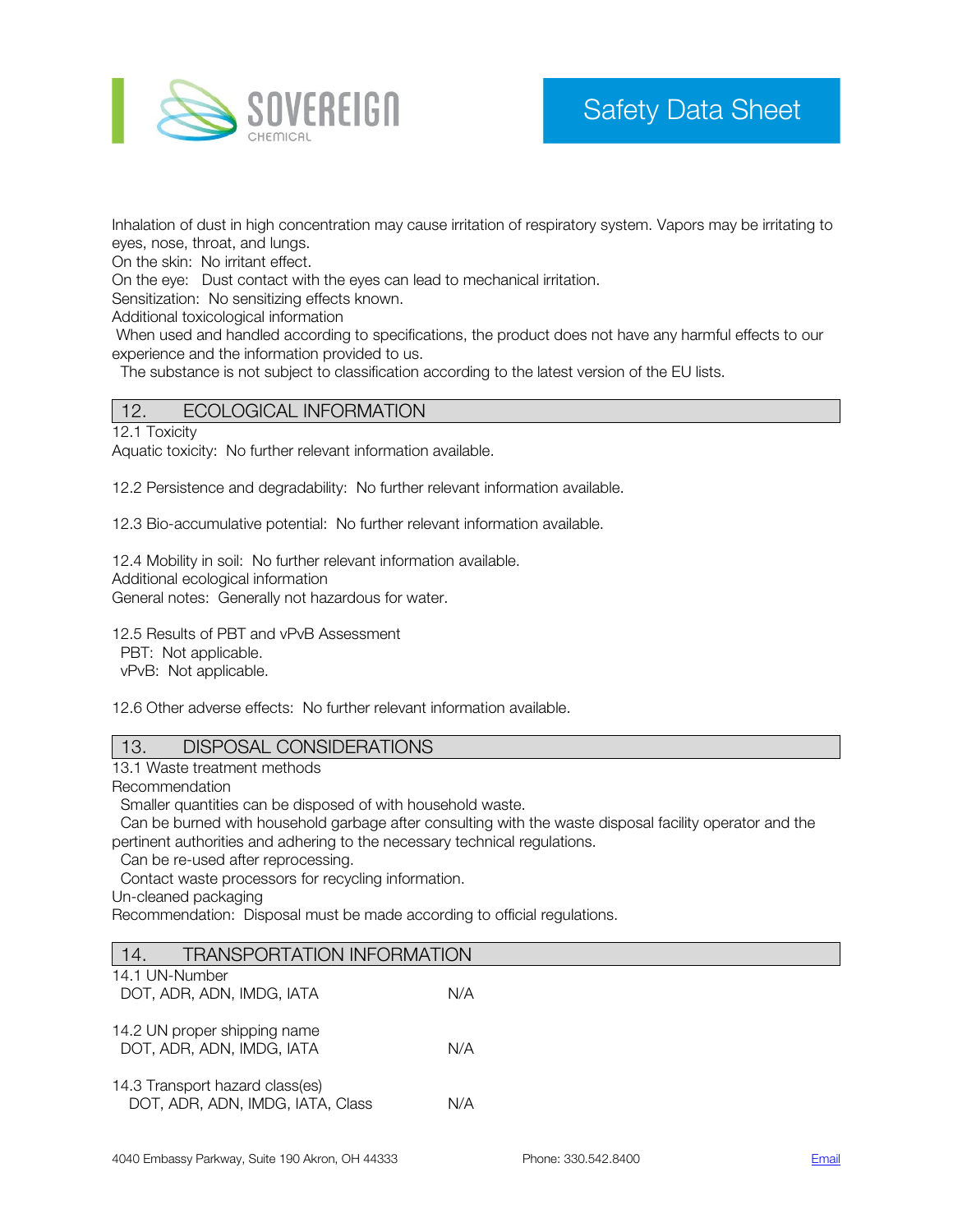Inhalation of dust in high concentration may cause irritation of respiratory system. Vapors may be irritating to eyes, nose, throat, and lungs.
On the skin: No irritant effect.
On the eye: Dust contact with the eyes can lead to mechanical irritation.
Sensitization: No sensitizing effects known.
Additional toxicological information
When used and handled according to specifications, the product does not have any harmful effects to our experience and the information provided to us.
The substance is not subject to classification according to the latest version of the EU lists.

## 12. ECOLOGICAL INFORMATION

12.1 Toxicity
Aquatic toxicity: No further relevant information available.

12.2 Persistence and degradability: No further relevant information available.

12.3 Bio-accumulative potential: No further relevant information available.

12.4 Mobility in soil: No further relevant information available.
Additional ecological information
General notes: Generally not hazardous for water.

12.5 Results of PBT and vPvB Assessment
PBT: Not applicable.
vPvB: Not applicable.

12.6 Other adverse effects: No further relevant information available.

## 13. DISPOSAL CONSIDERATIONS

13.1 Waste treatment methods
Recommendation
Smaller quantities can be disposed of with household waste.
Can be burned with household garbage after consulting with the waste disposal facility operator and the pertinent authorities and adhering to the necessary technical regulations.
Can be re-used after reprocessing.
Contact waste processors for recycling information.
Un-cleaned packaging
Recommendation: Disposal must be made according to official regulations.

## 14. TRANSPORTATION INFORMATION

14.1 UN-Number
DOT, ADR, ADN, IMDG, IATA N/A

14.2 UN proper shipping name
DOT, ADR, ADN, IMDG, IATA N/A

14.3 Transport hazard class(es)
DOT, ADR, ADN, IMDG, IATA, Class N/A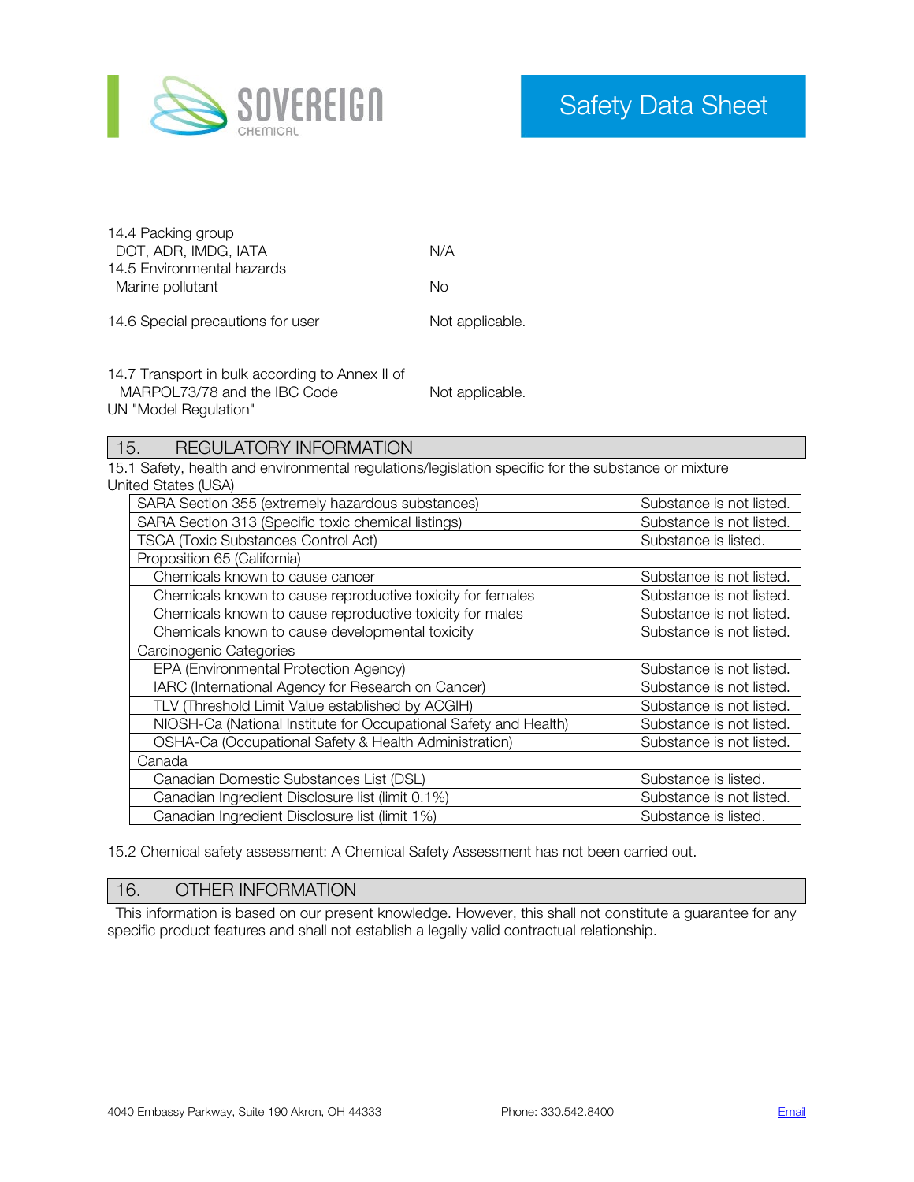14.4 Packing group

| | |
|---|---|
| DOT, ADR, IMDG, IATA | N/A |

14.5 Environmental hazards

| | |
|---|---|
| Marine pollutant | No |

| | |
|---|---|
| 14.6 Special precautions for user | Not applicable. |
| 14.7 Transport in bulk according to Annex II of MARPOL73/78 and the IBC Code | Not applicable. |

UN "Model Regulation"

## 15. REGULATORY INFORMATION

15.1 Safety, health and environmental regulations/legislation specific for the substance or mixture

United States (USA)

| | |
|---|---|
| SARA Section 355 (extremely hazardous substances) | Substance is not listed. |
| SARA Section 313 (Specific toxic chemical listings) | Substance is not listed. |
| TSCA (Toxic Substances Control Act) | Substance is listed. |
| Proposition 65 (California) | |
| Chemicals known to cause cancer | Substance is not listed. |
| Chemicals known to cause reproductive toxicity for females | Substance is not listed. |
| Chemicals known to cause reproductive toxicity for males | Substance is not listed. |
| Chemicals known to cause developmental toxicity | Substance is not listed. |
| Carcinogenic Categories | |
| EPA (Environmental Protection Agency) | Substance is not listed. |
| IARC (International Agency for Research on Cancer) | Substance is not listed. |
| TLV (Threshold Limit Value established by ACGIH) | Substance is not listed. |
| NIOSH-Ca (National Institute for Occupational Safety and Health) | Substance is not listed. |
| OSHA-Ca (Occupational Safety & Health Administration) | Substance is not listed. |
| Canada | |
| Canadian Domestic Substances List (DSL) | Substance is listed. |
| Canadian Ingredient Disclosure list (limit 0.1%) | Substance is not listed. |
| Canadian Ingredient Disclosure list (limit 1%) | Substance is listed. |

15.2 Chemical safety assessment: A Chemical Safety Assessment has not been carried out.

## 16. OTHER INFORMATION

This information is based on our present knowledge. However, this shall not constitute a guarantee for any specific product features and shall not establish a legally valid contractual relationship.